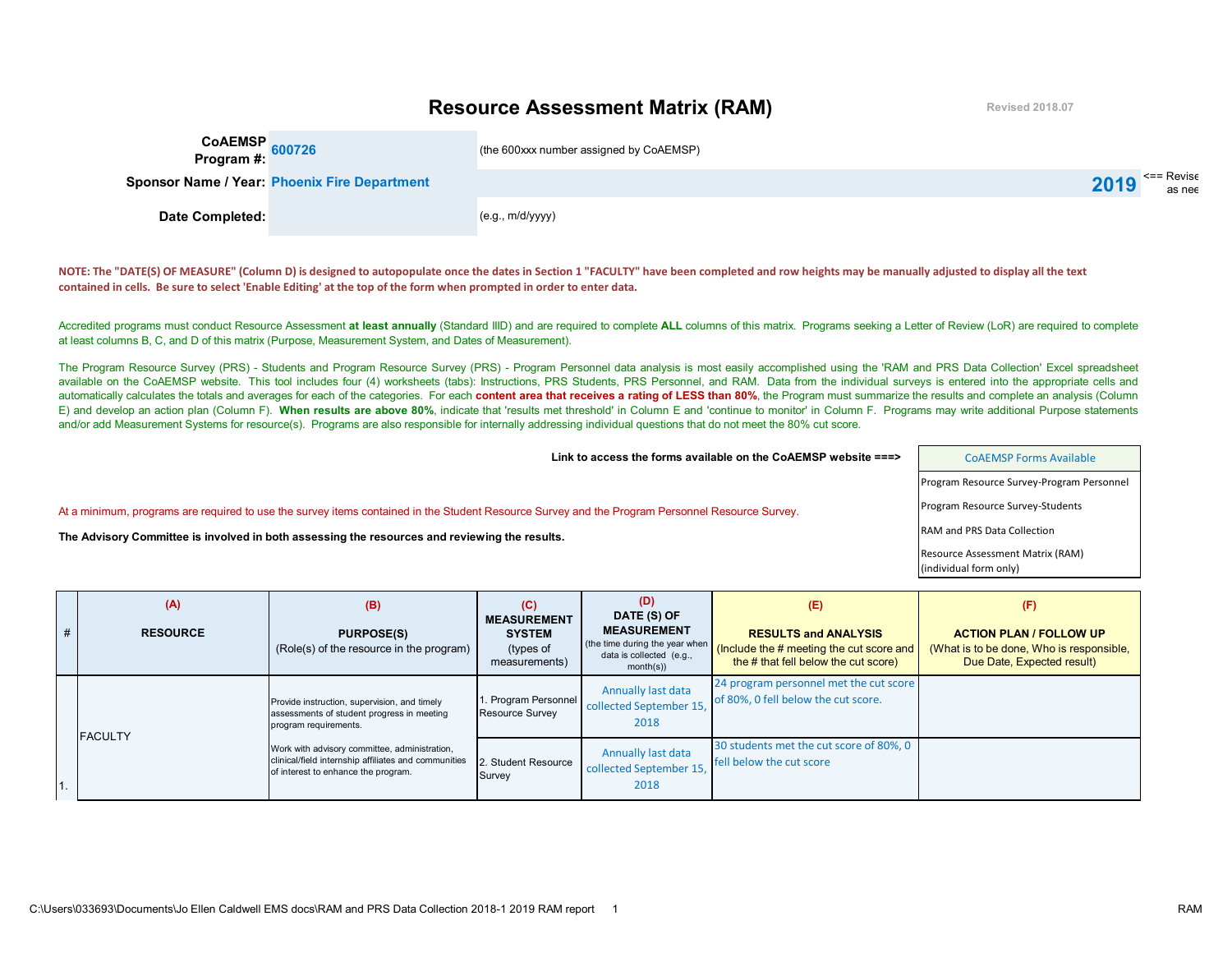# Resource Assessment Matrix (RAM)

Revised 2018.07

**CoAEMSP Program #:** 600726 (the 600xxx number assigned by CoAEMSP)

**Sponsor Name / Year:** Phoenix Fire Department **2019** <== Revise as nee

**Date Completed:** (e.g., m/d/yyyy)

**NOTE: The "DATE(S) OF MEASURE" (Column D) is designed to autopopulate once the dates in Section 1 "FACULTY" have been completed and row heights may be manually adjusted to display all the text contained in cells. Be sure to select 'Enable Editing' at the top of the form when prompted in order to enter data.**

Accredited programs must conduct Resource Assessment **at least annually** (Standard IIID) and are required to complete **ALL** columns of this matrix. Programs seeking a Letter of Review (LoR) are required to complete at least columns B, C, and D of this matrix (Purpose, Measurement System, and Dates of Measurement).

The Program Resource Survey (PRS) - Students and Program Resource Survey (PRS) - Program Personnel data analysis is most easily accomplished using the 'RAM and PRS Data Collection' Excel spreadsheet available on the CoAEMSP website. This tool includes four (4) worksheets (tabs): Instructions, PRS Students, PRS Personnel, and RAM. Data from the individual surveys is entered into the appropriate cells and automatically calculates the totals and averages for each of the categories. For each **content area that receives a rating of LESS than 80%**, the Program must summarize the results and complete an analysis (Column E) and develop an action plan (Column F). **When results are above 80%**, indicate that 'results met threshold' in Column E and 'continue to monitor' in Column F. Programs may write additional Purpose statements and/or add Measurement Systems for resource(s). Programs are also responsible for internally addressing individual questions that do not meet the 80% cut score.

**Link to access the forms available on the CoAEMSP website ===>**

| CoAEMSP Forms Available |
|---|
| Program Resource Survey-Program Personnel |
| Program Resource Survey-Students |
| RAM and PRS Data Collection |
| Resource Assessment Matrix (RAM) (individual form only) |

At a minimum, programs are required to use the survey items contained in the Student Resource Survey and the Program Personnel Resource Survey.

**The Advisory Committee is involved in both assessing the resources and reviewing the results.**

| # | (A) RESOURCE | (B) PURPOSE(S) (Role(s) of the resource in the program) | (C) MEASUREMENT SYSTEM (types of measurements) | (D) DATE (S) OF MEASUREMENT (the time during the year when data is collected (e.g., month(s)) | (E) RESULTS and ANALYSIS (Include the # meeting the cut score and the # that fell below the cut score) | (F) ACTION PLAN / FOLLOW UP (What is to be done, Who is responsible, Due Date, Expected result) |
|---|---|---|---|---|---|---|
| 1. | FACULTY | Provide instruction, supervision, and timely assessments of student progress in meeting program requirements. | 1. Program Personnel Resource Survey | Annually last data collected September 15, 2018 | 24 program personnel met the cut score of 80%, 0 fell below the cut score. | |
| | | Work with advisory committee, administration, clinical/field internship affiliates and communities of interest to enhance the program. | 2. Student Resource Survey | Annually last data collected September 15, 2018 | 30 students met the cut score of 80%, 0 fell below the cut score | |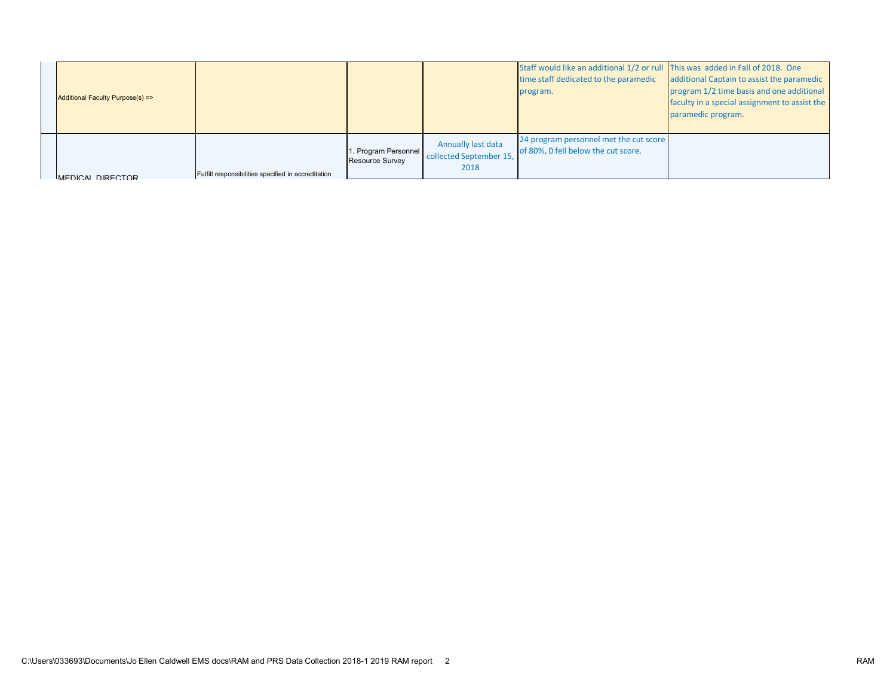| | | | | | |
|---|---|---|---|---|---|
| Additional Faculty Purpose(s) => | | | | Staff would like an additional 1/2 or rull time staff dedicated to the paramedic program. | This was added in Fall of 2018. One additional Captain to assist the paramedic program 1/2 time basis and one additional faculty in a special assignment to assist the paramedic program. |
| MEDICAL DIRECTOR | Fulfill responsibilities specified in accreditation | 1. Program Personnel Resource Survey | Annually last data collected September 15, 2018 | 24 program personnel met the cut score of 80%, 0 fell below the cut score. | |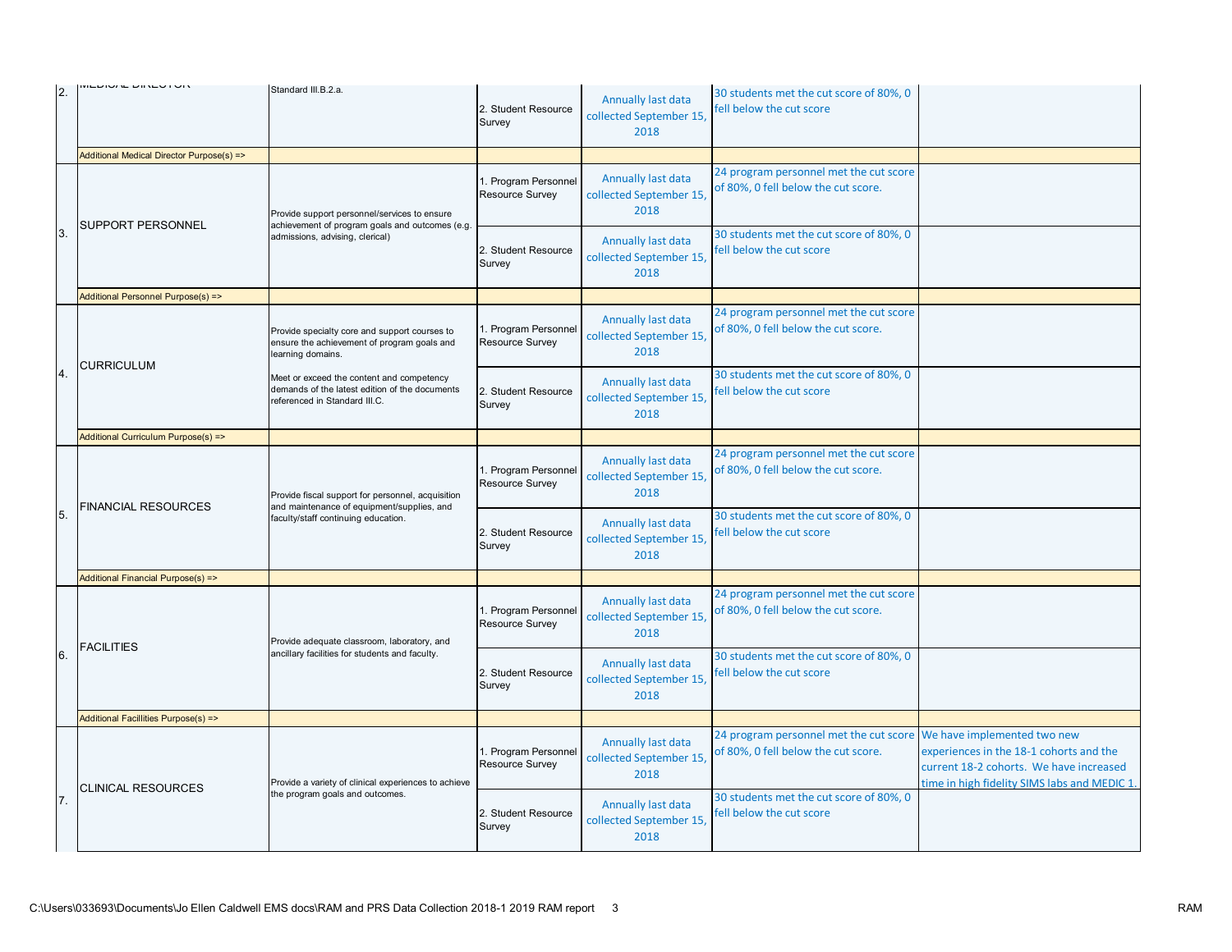| | | | | | | |
|---|---|---|---|---|---|---|
| 2. | MEDICAL DIRECTOR | Standard III.B.2.a. | 2. Student Resource Survey | Annually last data collected September 15, 2018 | 30 students met the cut score of 80%, 0 fell below the cut score | |
| | Additional Medical Director Purpose(s) => | | | | | |
| 3. | SUPPORT PERSONNEL | Provide support personnel/services to ensure achievement of program goals and outcomes (e.g. admissions, advising, clerical) | 1. Program Personnel Resource Survey | Annually last data collected September 15, 2018 | 24 program personnel met the cut score of 80%, 0 fell below the cut score. | |
| | | | 2. Student Resource Survey | Annually last data collected September 15, 2018 | 30 students met the cut score of 80%, 0 fell below the cut score | |
| | Additional Personnel Purpose(s) => | | | | | |
| 4. | CURRICULUM | Provide specialty core and support courses to ensure the achievement of program goals and learning domains.<br><br>Meet or exceed the content and competency demands of the latest edition of the documents referenced in Standard III.C. | 1. Program Personnel Resource Survey | Annually last data collected September 15, 2018 | 24 program personnel met the cut score of 80%, 0 fell below the cut score. | |
| | | | 2. Student Resource Survey | Annually last data collected September 15, 2018 | 30 students met the cut score of 80%, 0 fell below the cut score | |
| | Additional Curriculum Purpose(s) => | | | | | |
| 5. | FINANCIAL RESOURCES | Provide fiscal support for personnel, acquisition and maintenance of equipment/supplies, and faculty/staff continuing education. | 1. Program Personnel Resource Survey | Annually last data collected September 15, 2018 | 24 program personnel met the cut score of 80%, 0 fell below the cut score. | |
| | | | 2. Student Resource Survey | Annually last data collected September 15, 2018 | 30 students met the cut score of 80%, 0 fell below the cut score | |
| | Additional Financial Purpose(s) => | | | | | |
| 6. | FACILITIES | Provide adequate classroom, laboratory, and ancillary facilities for students and faculty. | 1. Program Personnel Resource Survey | Annually last data collected September 15, 2018 | 24 program personnel met the cut score of 80%, 0 fell below the cut score. | |
| | | | 2. Student Resource Survey | Annually last data collected September 15, 2018 | 30 students met the cut score of 80%, 0 fell below the cut score | |
| | Additional Facillities Purpose(s) => | | | | | |
| 7. | CLINICAL RESOURCES | Provide a variety of clinical experiences to achieve the program goals and outcomes. | 1. Program Personnel Resource Survey | Annually last data collected September 15, 2018 | 24 program personnel met the cut score of 80%, 0 fell below the cut score. | We have implemented two new experiences in the 18-1 cohorts and the current 18-2 cohorts. We have increased time in high fidelity SIMS labs and MEDIC 1. |
| | | | 2. Student Resource Survey | Annually last data collected September 15, 2018 | 30 students met the cut score of 80%, 0 fell below the cut score | |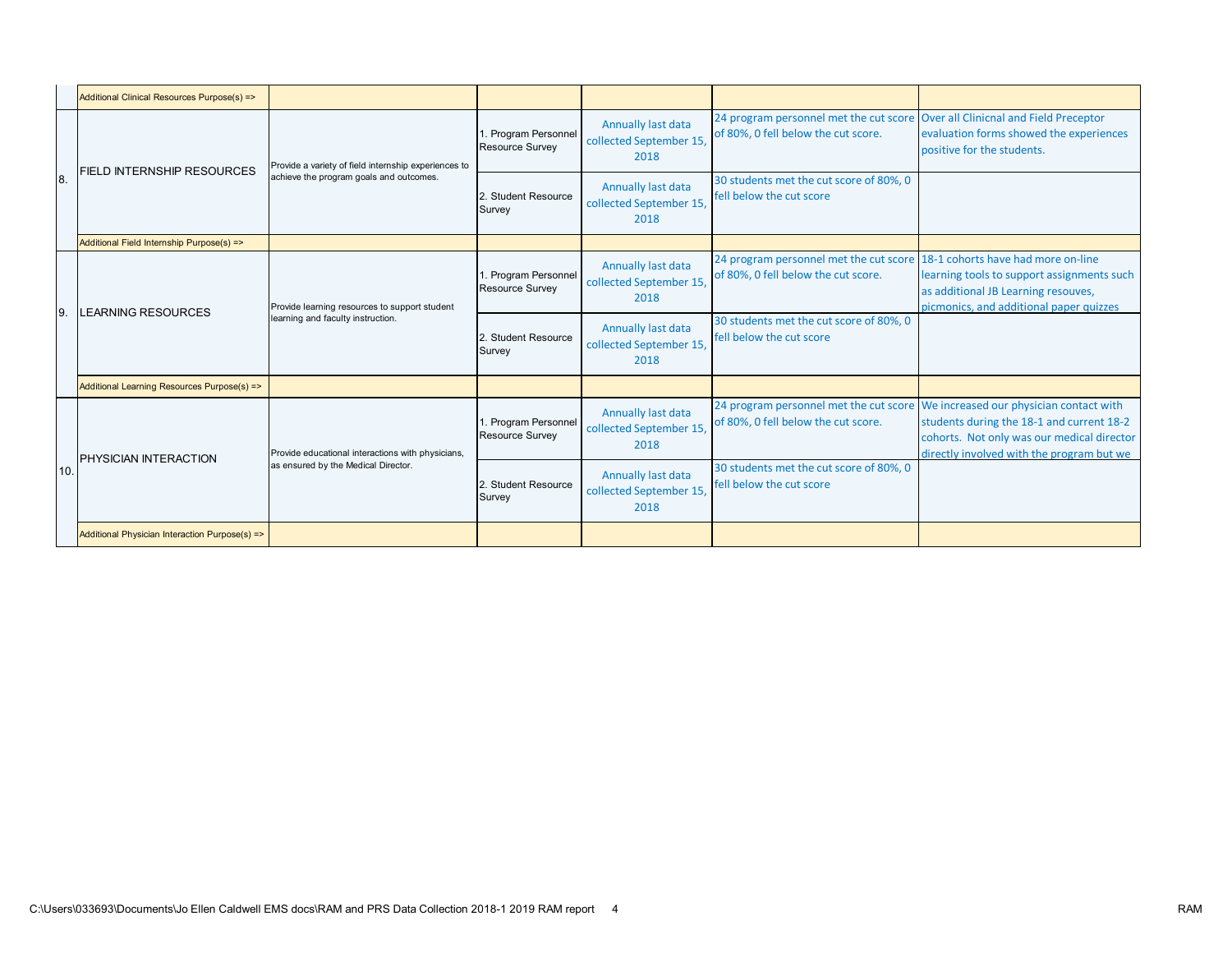| | | | | | | |
|---|---|---|---|---|---|---|
| | Additional Clinical Resources Purpose(s) => | | | | | |
| 8. | FIELD INTERNSHIP RESOURCES | Provide a variety of field internship experiences to achieve the program goals and outcomes. | 1. Program Personnel Resource Survey | Annually last data collected September 15, 2018 | 24 program personnel met the cut score of 80%, 0 fell below the cut score. | Over all Clinicnal and Field Preceptor evaluation forms showed the experiences positive for the students. |
| | | | 2. Student Resource Survey | Annually last data collected September 15, 2018 | 30 students met the cut score of 80%, 0 fell below the cut score | |
| | Additional Field Internship Purpose(s) => | | | | | |
| 9. | LEARNING RESOURCES | Provide learning resources to support student learning and faculty instruction. | 1. Program Personnel Resource Survey | Annually last data collected September 15, 2018 | 24 program personnel met the cut score of 80%, 0 fell below the cut score. | 18-1 cohorts have had more on-line learning tools to support assignments such as additional JB Learning resouves, picmonics, and additional paper quizzes |
| | | | 2. Student Resource Survey | Annually last data collected September 15, 2018 | 30 students met the cut score of 80%, 0 fell below the cut score | |
| | Additional Learning Resources Purpose(s) => | | | | | |
| 10. | PHYSICIAN INTERACTION | Provide educational interactions with physicians, as ensured by the Medical Director. | 1. Program Personnel Resource Survey | Annually last data collected September 15, 2018 | 24 program personnel met the cut score of 80%, 0 fell below the cut score. | We increased our physician contact with students during the 18-1 and current 18-2 cohorts. Not only was our medical director directly involved with the program but we |
| | | | 2. Student Resource Survey | Annually last data collected September 15, 2018 | 30 students met the cut score of 80%, 0 fell below the cut score | |
| | Additional Physician Interaction Purpose(s) => | | | | | |

C:\Users\033693\Documents\Jo Ellen Caldwell EMS docs\RAM and PRS Data Collection 2018-1 2019 RAM report